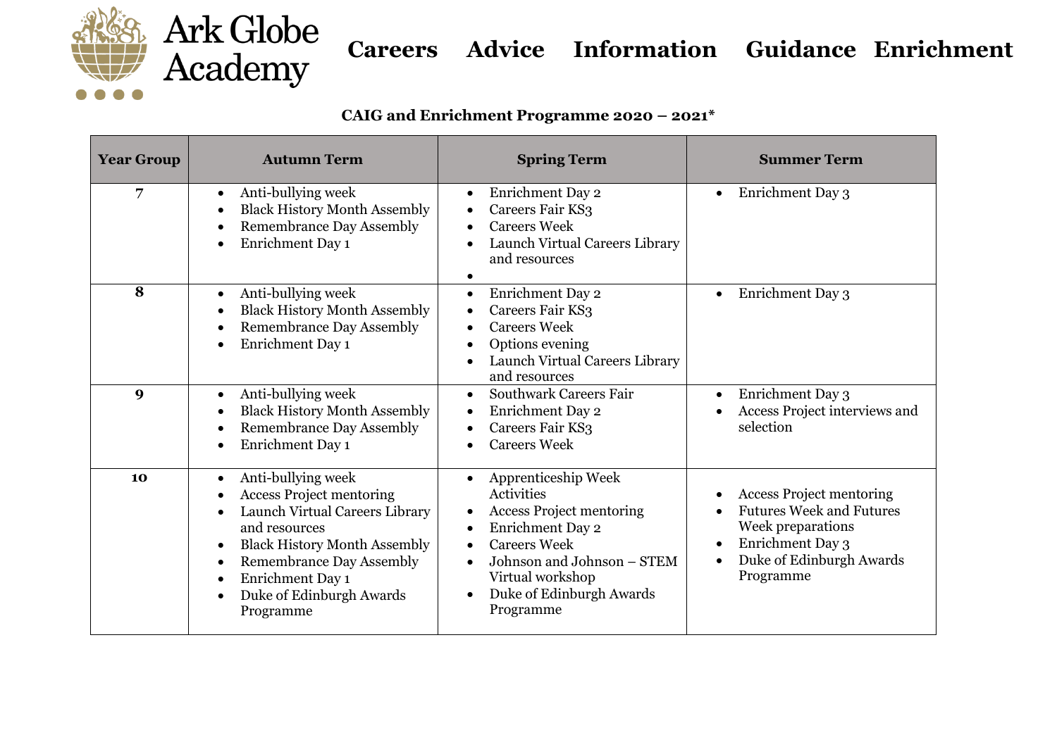Ark Globe Academy

# Careers Advice Information Guidance Enrichment

**CAIG and Enrichment Programme 2020 – 2021***

| Year Group | Autumn Term | Spring Term | Summer Term |
|---|---|---|---|
| 7 | • Anti-bullying week<br>• Black History Month Assembly<br>• Remembrance Day Assembly<br>• Enrichment Day 1 | • Enrichment Day 2<br>• Careers Fair KS3<br>• Careers Week<br>• Launch Virtual Careers Library and resources<br>• | • Enrichment Day 3 |
| 8 | • Anti-bullying week<br>• Black History Month Assembly<br>• Remembrance Day Assembly<br>• Enrichment Day 1 | • Enrichment Day 2<br>• Careers Fair KS3<br>• Careers Week<br>• Options evening<br>• Launch Virtual Careers Library and resources | • Enrichment Day 3 |
| 9 | • Anti-bullying week<br>• Black History Month Assembly<br>• Remembrance Day Assembly<br>• Enrichment Day 1 | • Southwark Careers Fair<br>• Enrichment Day 2<br>• Careers Fair KS3<br>• Careers Week | • Enrichment Day 3<br>• Access Project interviews and selection |
| 10 | • Anti-bullying week<br>• Access Project mentoring<br>• Launch Virtual Careers Library and resources<br>• Black History Month Assembly<br>• Remembrance Day Assembly<br>• Enrichment Day 1<br>• Duke of Edinburgh Awards Programme | • Apprenticeship Week Activities<br>• Access Project mentoring<br>• Enrichment Day 2<br>• Careers Week<br>• Johnson and Johnson – STEM Virtual workshop<br>• Duke of Edinburgh Awards Programme | • Access Project mentoring<br>• Futures Week and Futures Week preparations<br>• Enrichment Day 3<br>• Duke of Edinburgh Awards Programme |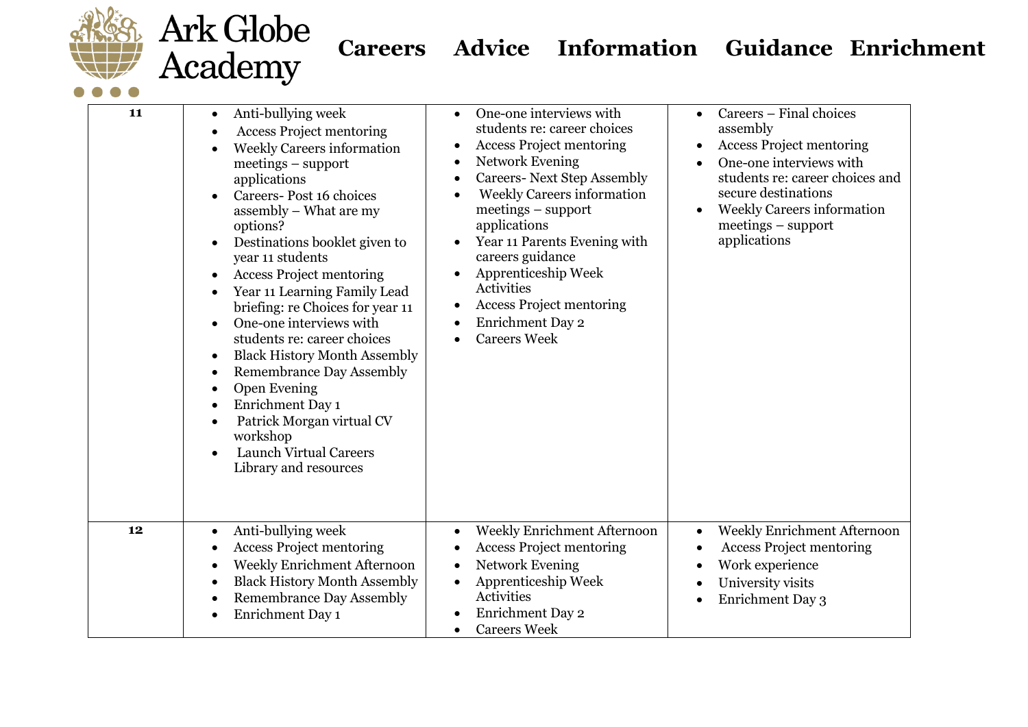# Ark Globe Academy Careers Advice Information Guidance Enrichment

| | | | |
|---|---|---|---|
| **11** | • Anti-bullying week<br>• Access Project mentoring<br>• Weekly Careers information meetings – support applications<br>• Careers- Post 16 choices assembly – What are my options?<br>• Destinations booklet given to year 11 students<br>• Access Project mentoring<br>• Year 11 Learning Family Lead briefing: re Choices for year 11<br>• One-one interviews with students re: career choices<br>• Black History Month Assembly<br>• Remembrance Day Assembly<br>• Open Evening<br>• Enrichment Day 1<br>• Patrick Morgan virtual CV workshop<br>• Launch Virtual Careers Library and resources | • One-one interviews with students re: career choices<br>• Access Project mentoring<br>• Network Evening<br>• Careers- Next Step Assembly<br>• Weekly Careers information meetings – support applications<br>• Year 11 Parents Evening with careers guidance<br>• Apprenticeship Week Activities<br>• Access Project mentoring<br>• Enrichment Day 2<br>• Careers Week | • Careers – Final choices assembly<br>• Access Project mentoring<br>• One-one interviews with students re: career choices and secure destinations<br>• Weekly Careers information meetings – support applications |
| **12** | • Anti-bullying week<br>• Access Project mentoring<br>• Weekly Enrichment Afternoon<br>• Black History Month Assembly<br>• Remembrance Day Assembly<br>• Enrichment Day 1 | • Weekly Enrichment Afternoon<br>• Access Project mentoring<br>• Network Evening<br>• Apprenticeship Week Activities<br>• Enrichment Day 2<br>• Careers Week | • Weekly Enrichment Afternoon<br>• Access Project mentoring<br>• Work experience<br>• University visits<br>• Enrichment Day 3 |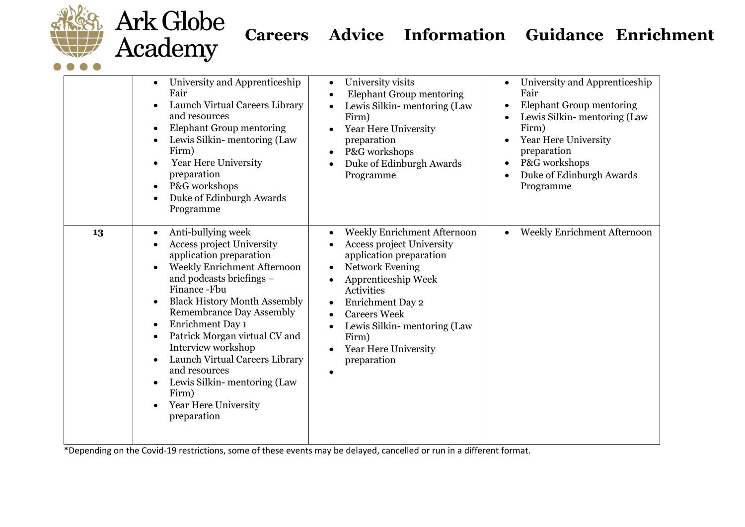# Ark Globe Academy

## Careers Advice Information Guidance Enrichment

| | | | |
|---|---|---|---|
| | • University and Apprenticeship Fair<br>• Launch Virtual Careers Library and resources<br>• Elephant Group mentoring<br>• Lewis Silkin- mentoring (Law Firm)<br>• Year Here University preparation<br>• P&G workshops<br>• Duke of Edinburgh Awards Programme | • University visits<br>• Elephant Group mentoring<br>• Lewis Silkin- mentoring (Law Firm)<br>• Year Here University preparation<br>• P&G workshops<br>• Duke of Edinburgh Awards Programme | • University and Apprenticeship Fair<br>• Elephant Group mentoring<br>• Lewis Silkin- mentoring (Law Firm)<br>• Year Here University preparation<br>• P&G workshops<br>• Duke of Edinburgh Awards Programme |
| **13** | • Anti-bullying week<br>• Access project University application preparation<br>• Weekly Enrichment Afternoon and podcasts briefings – Finance -Fbu<br>• Black History Month Assembly Remembrance Day Assembly<br>• Enrichment Day 1<br>• Patrick Morgan virtual CV and Interview workshop<br>• Launch Virtual Careers Library and resources<br>• Lewis Silkin- mentoring (Law Firm)<br>• Year Here University preparation | • Weekly Enrichment Afternoon<br>• Access project University application preparation<br>• Network Evening<br>• Apprenticeship Week Activities<br>• Enrichment Day 2<br>• Careers Week<br>• Lewis Silkin- mentoring (Law Firm)<br>• Year Here University preparation<br>• | • Weekly Enrichment Afternoon |

*Depending on the Covid-19 restrictions, some of these events may be delayed, cancelled or run in a different format.